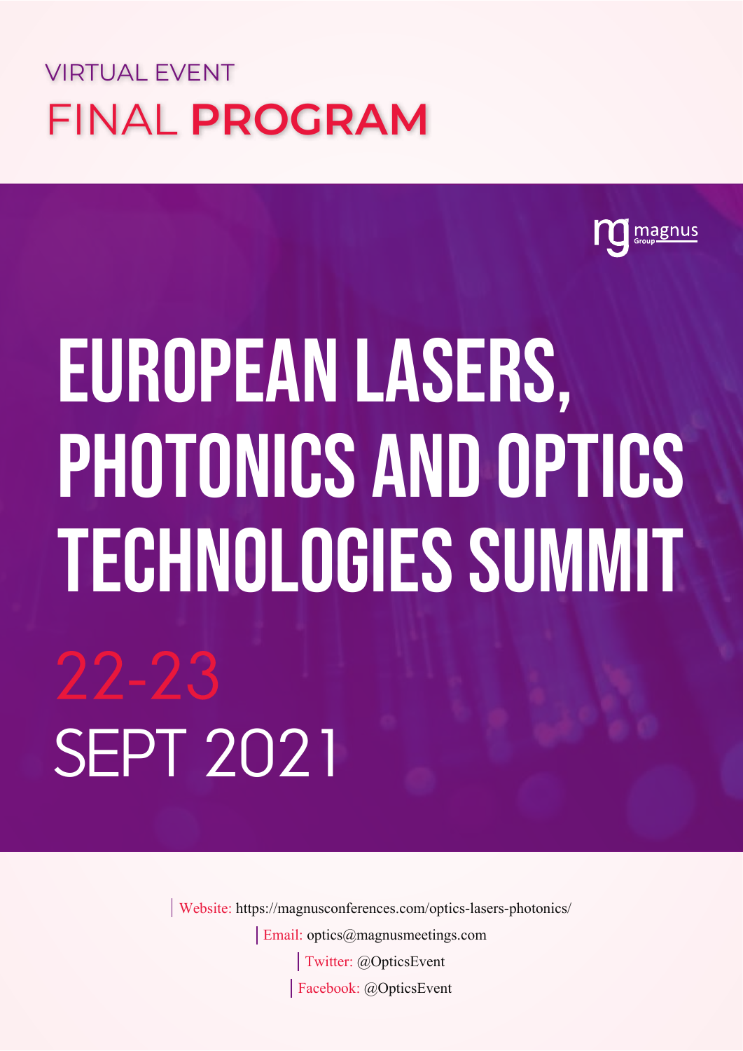VIRTUAL EVENT

# FINAL **PROGRAM**

magnus Group

# EUROPEAN LASERS, PHOTONICS AND OPTICS TECHNOLOGIES SUMMIT

## 22-23 SEPT 2021

Website: https://magnusconferences.com/optics-lasers-photonics/

Email: optics@magnusmeetings.com

Twitter: @OpticsEvent

Facebook: @OpticsEvent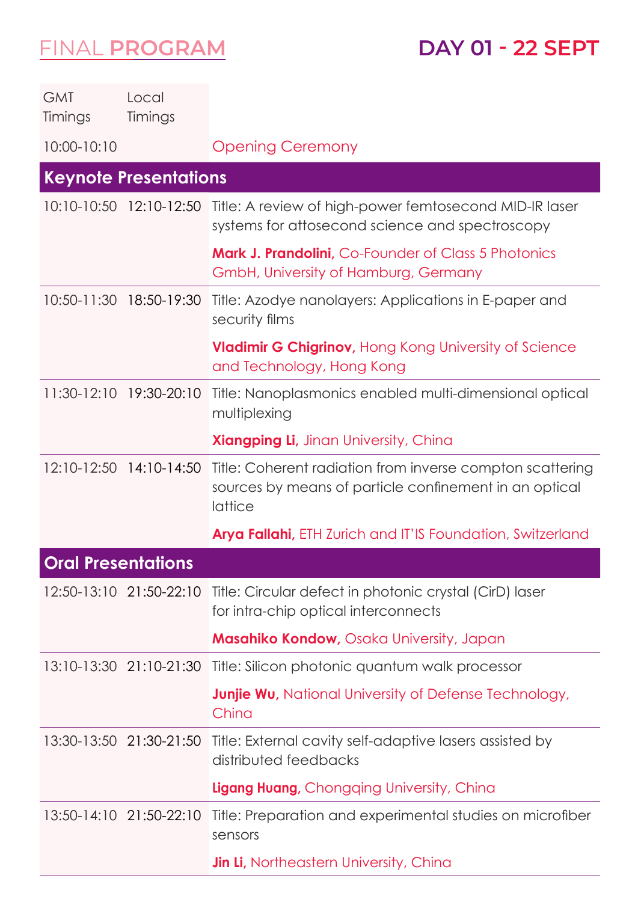# FINAL PROGRAM

## DAY 01 - 22 SEPT

| GMT Timings | Local Timings | |
|---|---|---|
| 10:00-10:10 | | Opening Ceremony |
| **Keynote Presentations** | | |
| 10:10-10:50 | 12:10-12:50 | Title: A review of high-power femtosecond MID-IR laser systems for attosecond science and spectroscopy<br><br>**Mark J. Prandolini,** Co-Founder of Class 5 Photonics GmbH, University of Hamburg, Germany |
| 10:50-11:30 | 18:50-19:30 | Title: Azodye nanolayers: Applications in E-paper and security films<br><br>**Vladimir G Chigrinov,** Hong Kong University of Science and Technology, Hong Kong |
| 11:30-12:10 | 19:30-20:10 | Title: Nanoplasmonics enabled multi-dimensional optical multiplexing<br><br>**Xiangping Li,** Jinan University, China |
| 12:10-12:50 | 14:10-14:50 | Title: Coherent radiation from inverse compton scattering sources by means of particle confinement in an optical lattice<br><br>**Arya Fallahi,** ETH Zurich and IT'IS Foundation, Switzerland |
| **Oral Presentations** | | |
| 12:50-13:10 | 21:50-22:10 | Title: Circular defect in photonic crystal (CirD) laser for intra-chip optical interconnects<br><br>**Masahiko Kondow,** Osaka University, Japan |
| 13:10-13:30 | 21:10-21:30 | Title: Silicon photonic quantum walk processor<br><br>**Junjie Wu,** National University of Defense Technology, China |
| 13:30-13:50 | 21:30-21:50 | Title: External cavity self-adaptive lasers assisted by distributed feedbacks<br><br>**Ligang Huang,** Chongqing University, China |
| 13:50-14:10 | 21:50-22:10 | Title: Preparation and experimental studies on microfiber sensors<br><br>**Jin Li,** Northeastern University, China |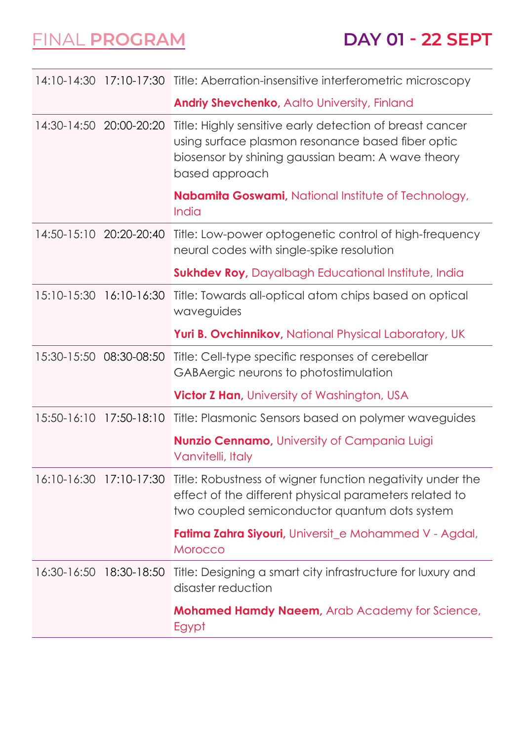# FINAL PROGRAM

## DAY 01 - 22 SEPT

| | | |
|---|---|---|
| 14:10-14:30 | 17:10-17:30 | Title: Aberration-insensitive interferometric microscopy<br>**Andriy Shevchenko,** Aalto University, Finland |
| 14:30-14:50 | 20:00-20:20 | Title: Highly sensitive early detection of breast cancer using surface plasmon resonance based fiber optic biosensor by shining gaussian beam: A wave theory based approach<br>**Nabamita Goswami,** National Institute of Technology, India |
| 14:50-15:10 | 20:20-20:40 | Title: Low-power optogenetic control of high-frequency neural codes with single-spike resolution<br>**Sukhdev Roy,** Dayalbagh Educational Institute, India |
| 15:10-15:30 | 16:10-16:30 | Title: Towards all-optical atom chips based on optical waveguides<br>**Yuri B. Ovchinnikov,** National Physical Laboratory, UK |
| 15:30-15:50 | 08:30-08:50 | Title: Cell-type specific responses of cerebellar GABAergic neurons to photostimulation<br>**Victor Z Han,** University of Washington, USA |
| 15:50-16:10 | 17:50-18:10 | Title: Plasmonic Sensors based on polymer waveguides<br>**Nunzio Cennamo,** University of Campania Luigi Vanvitelli, Italy |
| 16:10-16:30 | 17:10-17:30 | Title: Robustness of wigner function negativity under the effect of the different physical parameters related to two coupled semiconductor quantum dots system<br>**Fatima Zahra Siyouri,** Universit_e Mohammed V - Agdal, Morocco |
| 16:30-16:50 | 18:30-18:50 | Title: Designing a smart city infrastructure for luxury and disaster reduction<br>**Mohamed Hamdy Naeem,** Arab Academy for Science, Egypt |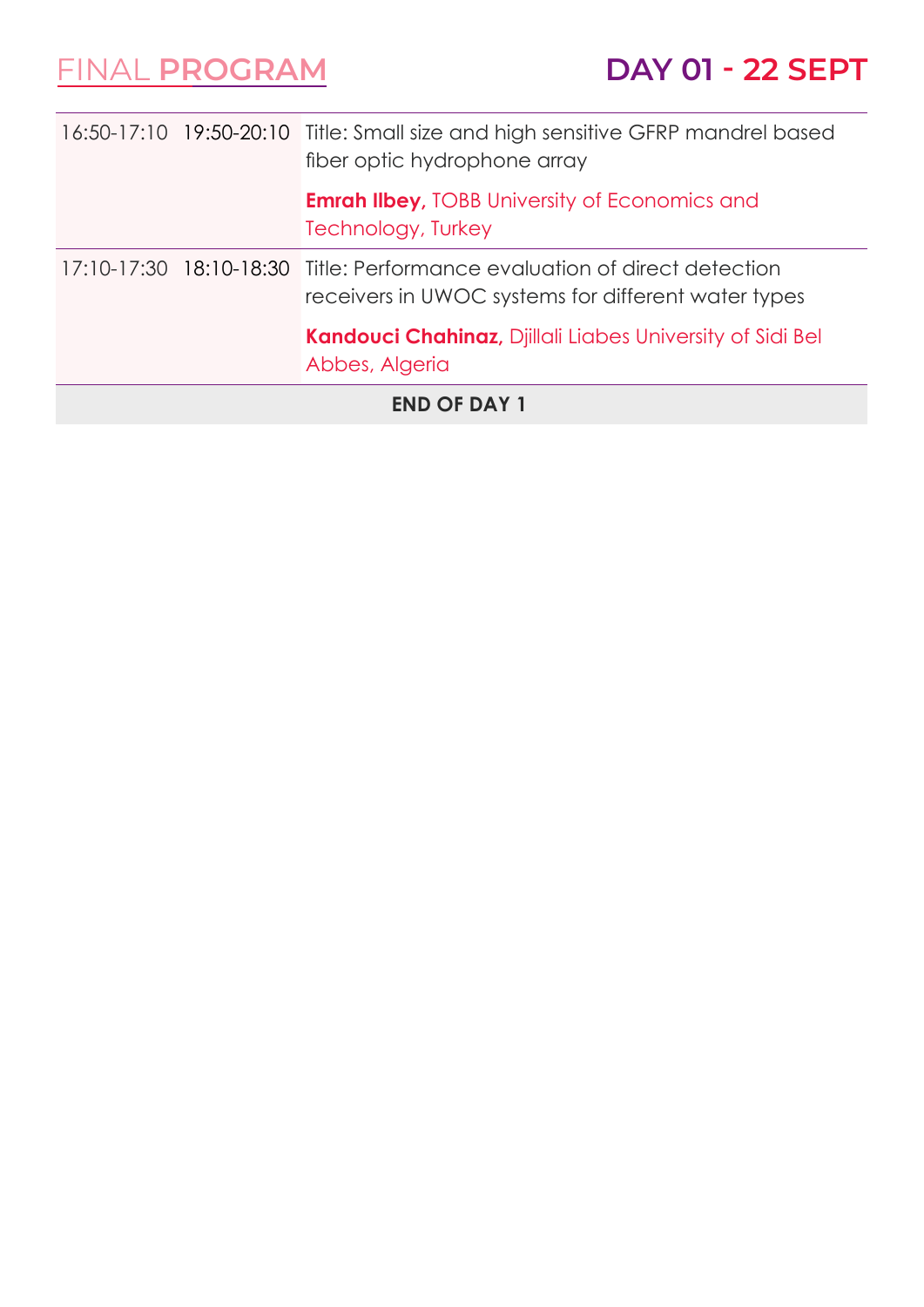| | | |
|---|---|---|
| 16:50-17:10 | 19:50-20:10 | Title: Small size and high sensitive GFRP mandrel based fiber optic hydrophone array<br><br>**Emrah Ilbey,** TOBB University of Economics and Technology, Turkey |
| 17:10-17:30 | 18:10-18:30 | Title: Performance evaluation of direct detection receivers in UWOC systems for different water types<br><br>**Kandouci Chahinaz,** Djillali Liabes University of Sidi Bel Abbes, Algeria |

**END OF DAY 1**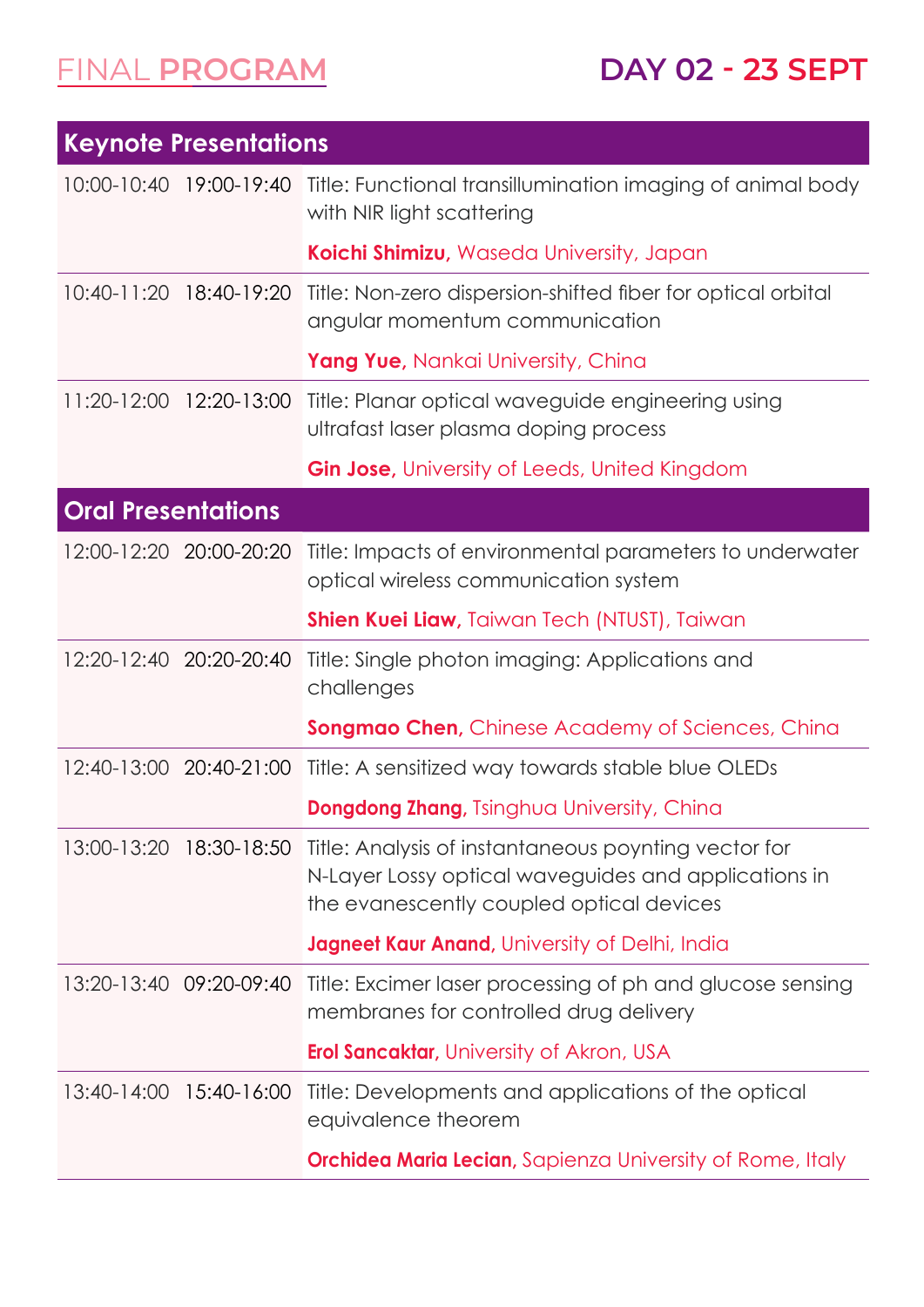# FINAL PROGRAM

## DAY 02 - 23 SEPT

| Keynote Presentations | | |
|---|---|---|
| 10:00-10:40 | 19:00-19:40 | Title: Functional transillumination imaging of animal body with NIR light scattering<br>**Koichi Shimizu,** Waseda University, Japan |
| 10:40-11:20 | 18:40-19:20 | Title: Non-zero dispersion-shifted fiber for optical orbital angular momentum communication<br>**Yang Yue,** Nankai University, China |
| 11:20-12:00 | 12:20-13:00 | Title: Planar optical waveguide engineering using ultrafast laser plasma doping process<br>**Gin Jose,** University of Leeds, United Kingdom |
| **Oral Presentations** | | |
| 12:00-12:20 | 20:00-20:20 | Title: Impacts of environmental parameters to underwater optical wireless communication system<br>**Shien Kuei Liaw,** Taiwan Tech (NTUST), Taiwan |
| 12:20-12:40 | 20:20-20:40 | Title: Single photon imaging: Applications and challenges<br>**Songmao Chen,** Chinese Academy of Sciences, China |
| 12:40-13:00 | 20:40-21:00 | Title: A sensitized way towards stable blue OLEDs<br>**Dongdong Zhang,** Tsinghua University, China |
| 13:00-13:20 | 18:30-18:50 | Title: Analysis of instantaneous poynting vector for N-Layer Lossy optical waveguides and applications in the evanescently coupled optical devices<br>**Jagneet Kaur Anand,** University of Delhi, India |
| 13:20-13:40 | 09:20-09:40 | Title: Excimer laser processing of ph and glucose sensing membranes for controlled drug delivery<br>**Erol Sancaktar,** University of Akron, USA |
| 13:40-14:00 | 15:40-16:00 | Title: Developments and applications of the optical equivalence theorem<br>**Orchidea Maria Lecian,** Sapienza University of Rome, Italy |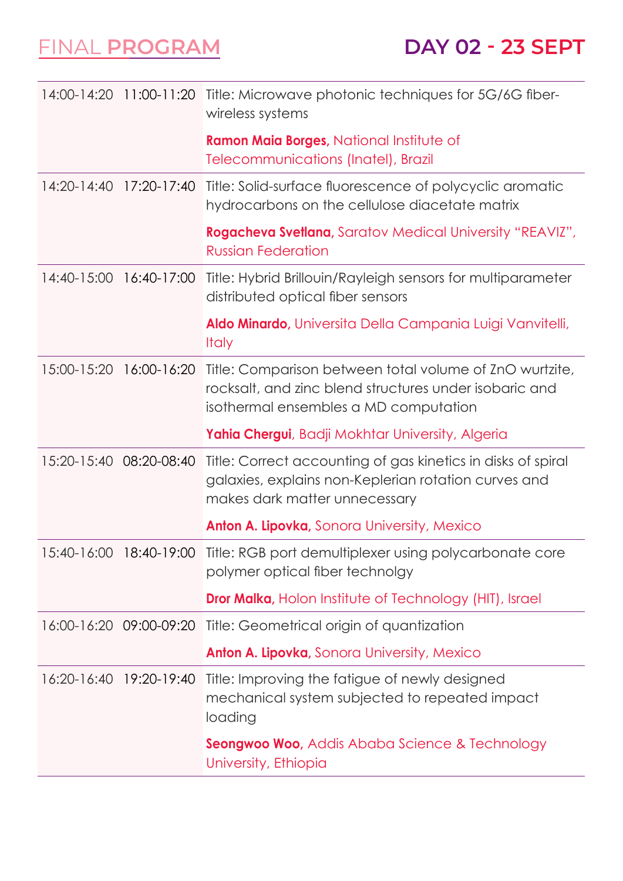# FINAL PROGRAM

## DAY 02 - 23 SEPT

| | | |
|---|---|---|
| 14:00-14:20 | 11:00-11:20 | Title: Microwave photonic techniques for 5G/6G fiber-wireless systems<br>**Ramon Maia Borges,** National Institute of Telecommunications (Inatel), Brazil |
| 14:20-14:40 | 17:20-17:40 | Title: Solid-surface fluorescence of polycyclic aromatic hydrocarbons on the cellulose diacetate matrix<br>**Rogacheva Svetlana**, Saratov Medical University “REAVIZ”, Russian Federation |
| 14:40-15:00 | 16:40-17:00 | Title: Hybrid Brillouin/Rayleigh sensors for multiparameter distributed optical fiber sensors<br>**Aldo Minardo,** Universita Della Campania Luigi Vanvitelli, Italy |
| 15:00-15:20 | 16:00-16:20 | Title: Comparison between total volume of ZnO wurtzite, rocksalt, and zinc blend structures under isobaric and isothermal ensembles a MD computation<br>**Yahia Chergui**, Badji Mokhtar University, Algeria |
| 15:20-15:40 | 08:20-08:40 | Title: Correct accounting of gas kinetics in disks of spiral galaxies, explains non-Keplerian rotation curves and makes dark matter unnecessary<br>**Anton A. Lipovka,** Sonora University, Mexico |
| 15:40-16:00 | 18:40-19:00 | Title: RGB port demultiplexer using polycarbonate core polymer optical fiber technolgy<br>**Dror Malka,** Holon Institute of Technology (HIT), Israel |
| 16:00-16:20 | 09:00-09:20 | Title: Geometrical origin of quantization<br>**Anton A. Lipovka**, Sonora University, Mexico |
| 16:20-16:40 | 19:20-19:40 | Title: Improving the fatigue of newly designed mechanical system subjected to repeated impact loading<br>**Seongwoo Woo,** Addis Ababa Science & Technology University, Ethiopia |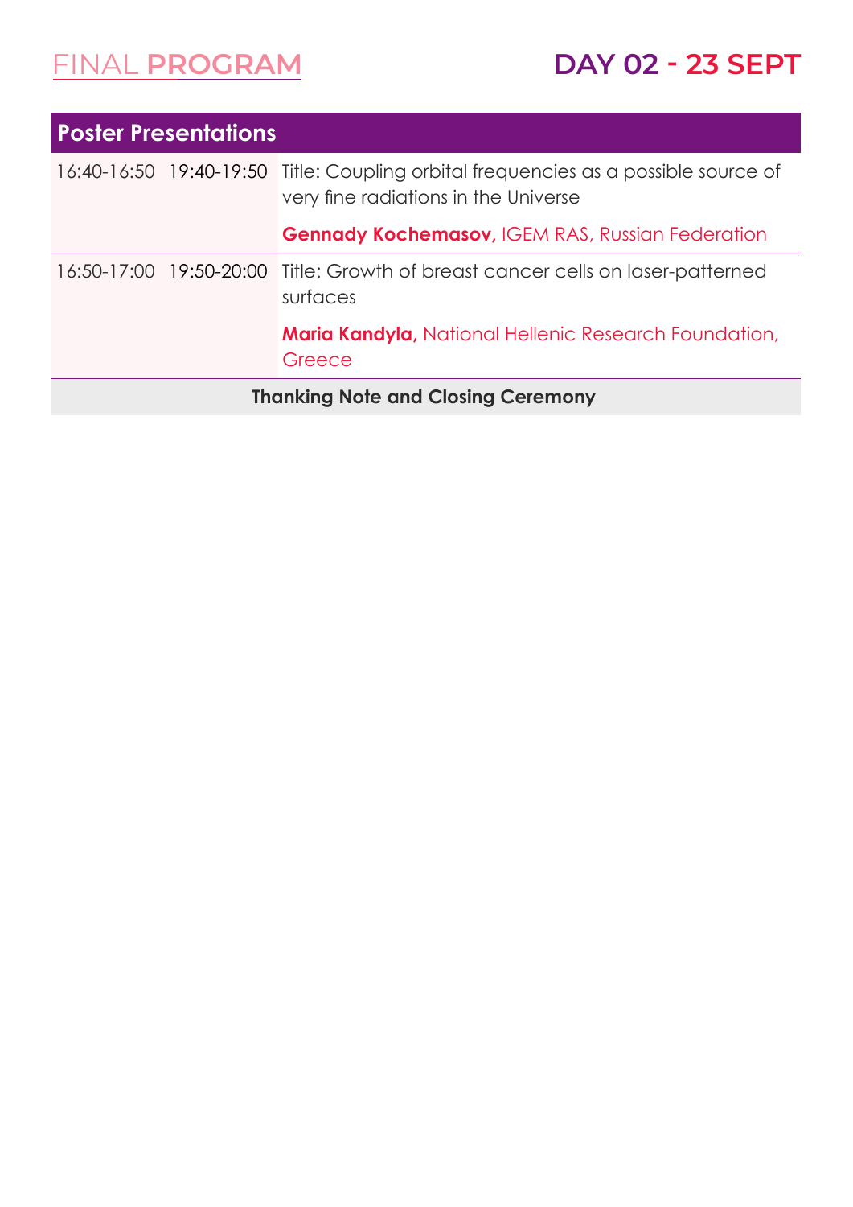# FINAL PROGRAM

## DAY 02 - 23 SEPT

### Poster Presentations

| | | |
|---|---|---|
| 16:40-16:50 | 19:40-19:50 | Title: Coupling orbital frequencies as a possible source of very fine radiations in the Universe<br><br>**Gennady Kochemasov,** IGEM RAS, Russian Federation |
| 16:50-17:00 | 19:50-20:00 | Title: Growth of breast cancer cells on laser-patterned surfaces<br><br>**Maria Kandyla,** National Hellenic Research Foundation, Greece |

**Thanking Note and Closing Ceremony**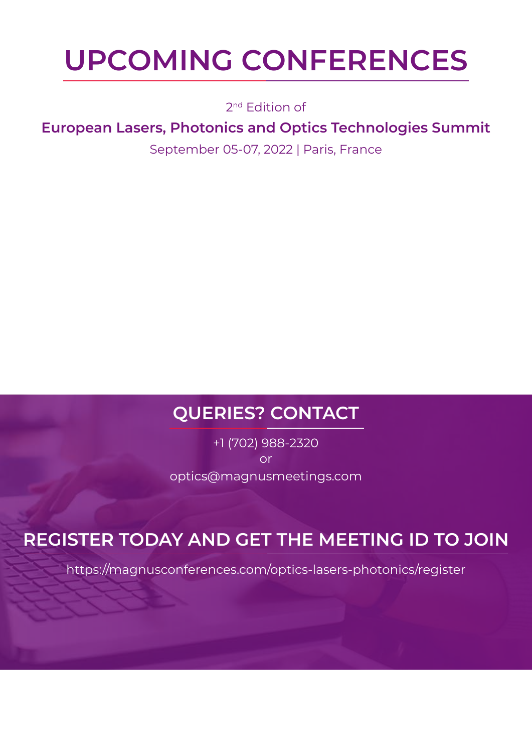# UPCOMING CONFERENCES

2nd Edition of

**European Lasers, Photonics and Optics Technologies Summit**

September 05-07, 2022 | Paris, France

## QUERIES? CONTACT

+1 (702) 988-2320

or

optics@magnusmeetings.com

## REGISTER TODAY AND GET THE MEETING ID TO JOIN

https://magnusconferences.com/optics-lasers-photonics/register